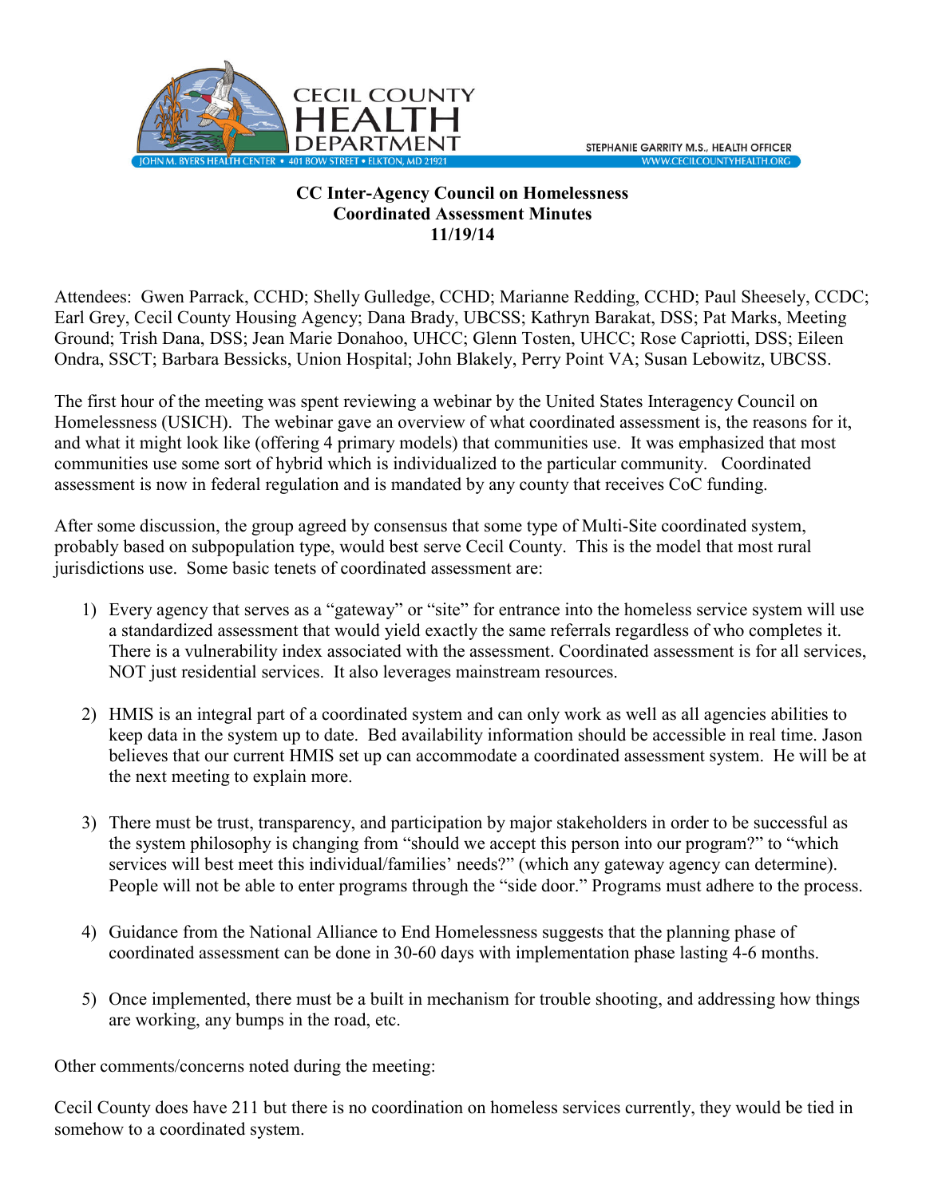CECIL COUNTY HEALTH DEPARTMENT

JOHN M. BYERS HEALTH CENTER • 401 BOW STREET • ELKTON, MD 21921

STEPHANIE GARRITY M.S., HEALTH OFFICER
WWW.CECILCOUNTYHEALTH.ORG

**CC Inter-Agency Council on Homelessness**
**Coordinated Assessment Minutes**
**11/19/14**

Attendees: Gwen Parrack, CCHD; Shelly Gulledge, CCHD; Marianne Redding, CCHD; Paul Sheesely, CCDC; Earl Grey, Cecil County Housing Agency; Dana Brady, UBCSS; Kathryn Barakat, DSS; Pat Marks, Meeting Ground; Trish Dana, DSS; Jean Marie Donahoo, UHCC; Glenn Tosten, UHCC; Rose Capriotti, DSS; Eileen Ondra, SSCT; Barbara Bessicks, Union Hospital; John Blakely, Perry Point VA; Susan Lebowitz, UBCSS.

The first hour of the meeting was spent reviewing a webinar by the United States Interagency Council on Homelessness (USICH). The webinar gave an overview of what coordinated assessment is, the reasons for it, and what it might look like (offering 4 primary models) that communities use. It was emphasized that most communities use some sort of hybrid which is individualized to the particular community. Coordinated assessment is now in federal regulation and is mandated by any county that receives CoC funding.

After some discussion, the group agreed by consensus that some type of Multi-Site coordinated system, probably based on subpopulation type, would best serve Cecil County. This is the model that most rural jurisdictions use. Some basic tenets of coordinated assessment are:

1) Every agency that serves as a "gateway" or "site" for entrance into the homeless service system will use a standardized assessment that would yield exactly the same referrals regardless of who completes it. There is a vulnerability index associated with the assessment. Coordinated assessment is for all services, NOT just residential services. It also leverages mainstream resources.

2) HMIS is an integral part of a coordinated system and can only work as well as all agencies abilities to keep data in the system up to date. Bed availability information should be accessible in real time. Jason believes that our current HMIS set up can accommodate a coordinated assessment system. He will be at the next meeting to explain more.

3) There must be trust, transparency, and participation by major stakeholders in order to be successful as the system philosophy is changing from "should we accept this person into our program?" to "which services will best meet this individual/families' needs?" (which any gateway agency can determine). People will not be able to enter programs through the "side door." Programs must adhere to the process.

4) Guidance from the National Alliance to End Homelessness suggests that the planning phase of coordinated assessment can be done in 30-60 days with implementation phase lasting 4-6 months.

5) Once implemented, there must be a built in mechanism for trouble shooting, and addressing how things are working, any bumps in the road, etc.

Other comments/concerns noted during the meeting:

Cecil County does have 211 but there is no coordination on homeless services currently, they would be tied in somehow to a coordinated system.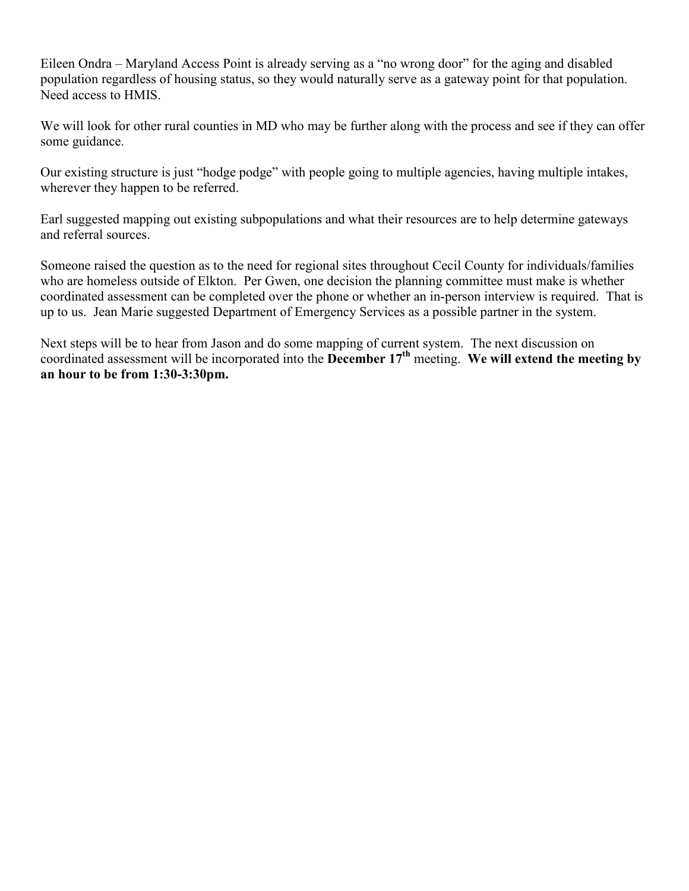Eileen Ondra – Maryland Access Point is already serving as a "no wrong door" for the aging and disabled population regardless of housing status, so they would naturally serve as a gateway point for that population. Need access to HMIS.

We will look for other rural counties in MD who may be further along with the process and see if they can offer some guidance.

Our existing structure is just "hodge podge" with people going to multiple agencies, having multiple intakes, wherever they happen to be referred.

Earl suggested mapping out existing subpopulations and what their resources are to help determine gateways and referral sources.

Someone raised the question as to the need for regional sites throughout Cecil County for individuals/families who are homeless outside of Elkton. Per Gwen, one decision the planning committee must make is whether coordinated assessment can be completed over the phone or whether an in-person interview is required. That is up to us. Jean Marie suggested Department of Emergency Services as a possible partner in the system.

Next steps will be to hear from Jason and do some mapping of current system. The next discussion on coordinated assessment will be incorporated into the **December 17th** meeting. **We will extend the meeting by an hour to be from 1:30-3:30pm.**